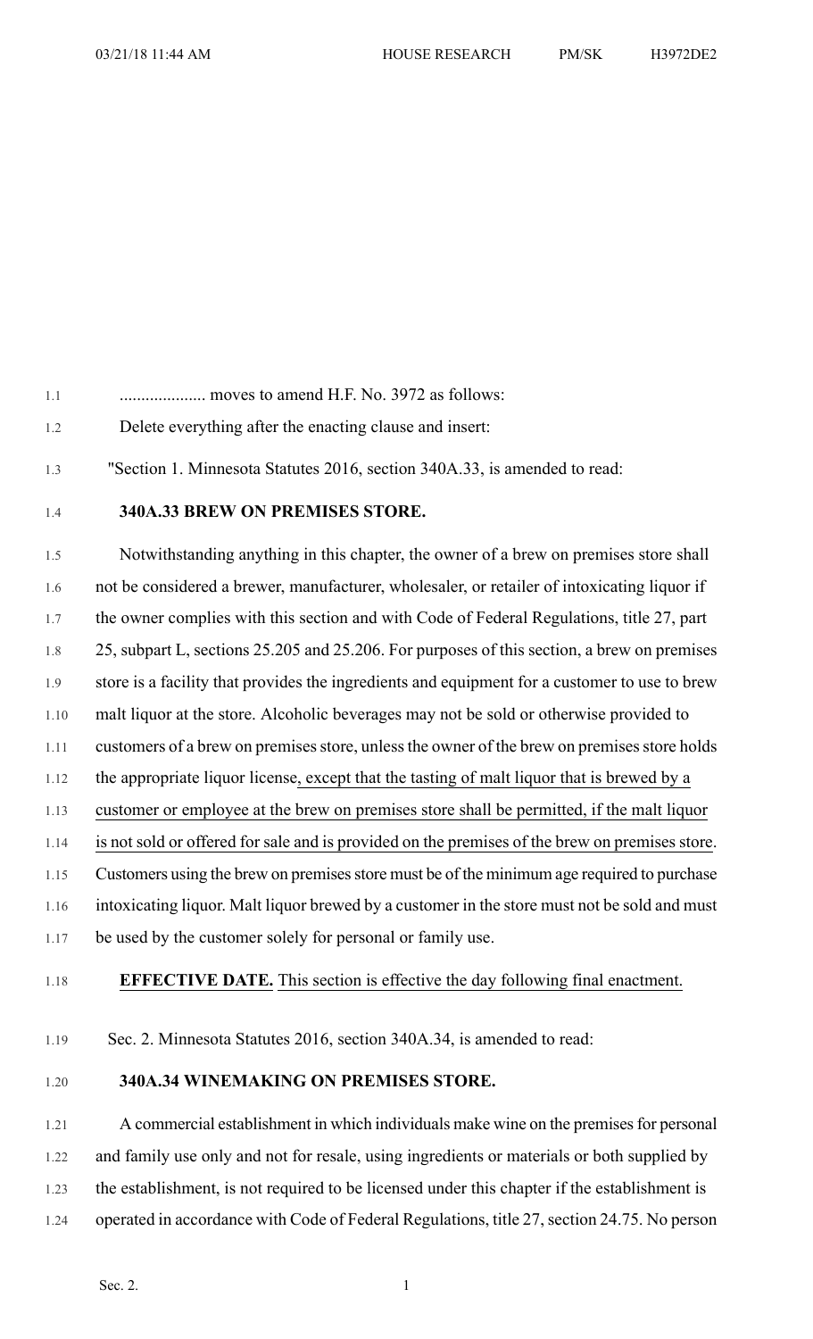.................... moves to amend H.F. No. 3972 as follows:

Delete everything after the enacting clause and insert:

"Section 1. Minnesota Statutes 2016, section 340A.33, is amended to read:

**340A.33 BREW ON PREMISES STORE.**

Notwithstanding anything in this chapter, the owner of a brew on premises store shall not be considered a brewer, manufacturer, wholesaler, or retailer of intoxicating liquor if the owner complies with this section and with Code of Federal Regulations, title 27, part 25, subpart L, sections 25.205 and 25.206. For purposes of this section, a brew on premises store is a facility that provides the ingredients and equipment for a customer to use to brew malt liquor at the store. Alcoholic beverages may not be sold or otherwise provided to customers of a brew on premises store, unless the owner of the brew on premises store holds the appropriate liquor license, except that the tasting of malt liquor that is brewed by a customer or employee at the brew on premises store shall be permitted, if the malt liquor is not sold or offered for sale and is provided on the premises of the brew on premises store. Customers using the brew on premises store must be of the minimum age required to purchase intoxicating liquor. Malt liquor brewed by a customer in the store must not be sold and must be used by the customer solely for personal or family use.

**EFFECTIVE DATE.** This section is effective the day following final enactment.

Sec. 2. Minnesota Statutes 2016, section 340A.34, is amended to read:

**340A.34 WINEMAKING ON PREMISES STORE.**

A commercial establishment in which individuals make wine on the premises for personal and family use only and not for resale, using ingredients or materials or both supplied by the establishment, is not required to be licensed under this chapter if the establishment is operated in accordance with Code of Federal Regulations, title 27, section 24.75. No person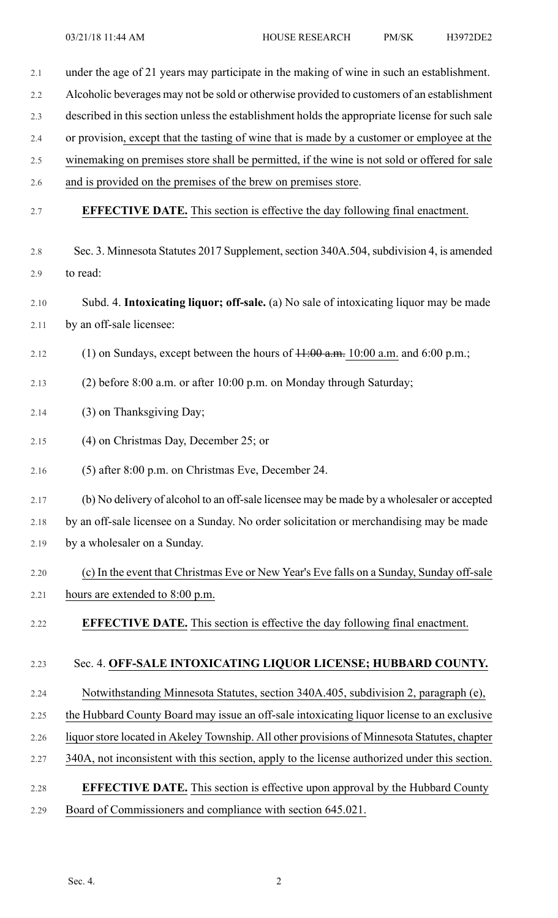under the age of 21 years may participate in the making of wine in such an establishment. Alcoholic beverages may not be sold or otherwise provided to customers of an establishment described in this section unless the establishment holds the appropriate license for such sale or provision, except that the tasting of wine that is made by a customer or employee at the winemaking on premises store shall be permitted, if the wine is not sold or offered for sale and is provided on the premises of the brew on premises store.

**EFFECTIVE DATE.** This section is effective the day following final enactment.

Sec. 3. Minnesota Statutes 2017 Supplement, section 340A.504, subdivision 4, is amended to read:

Subd. 4. **Intoxicating liquor; off-sale.** (a) No sale of intoxicating liquor may be made by an off-sale licensee:

(1) on Sundays, except between the hours of ~~11:00 a.m.~~ 10:00 a.m. and 6:00 p.m.;

(2) before 8:00 a.m. or after 10:00 p.m. on Monday through Saturday;

(3) on Thanksgiving Day;

(4) on Christmas Day, December 25; or

(5) after 8:00 p.m. on Christmas Eve, December 24.

(b) No delivery of alcohol to an off-sale licensee may be made by a wholesaler or accepted by an off-sale licensee on a Sunday. No order solicitation or merchandising may be made by a wholesaler on a Sunday.

(c) In the event that Christmas Eve or New Year's Eve falls on a Sunday, Sunday off-sale hours are extended to 8:00 p.m.

**EFFECTIVE DATE.** This section is effective the day following final enactment.

Sec. 4. **OFF-SALE INTOXICATING LIQUOR LICENSE; HUBBARD COUNTY.**

Notwithstanding Minnesota Statutes, section 340A.405, subdivision 2, paragraph (e), the Hubbard County Board may issue an off-sale intoxicating liquor license to an exclusive liquor store located in Akeley Township. All other provisions of Minnesota Statutes, chapter 340A, not inconsistent with this section, apply to the license authorized under this section.

**EFFECTIVE DATE.** This section is effective upon approval by the Hubbard County Board of Commissioners and compliance with section 645.021.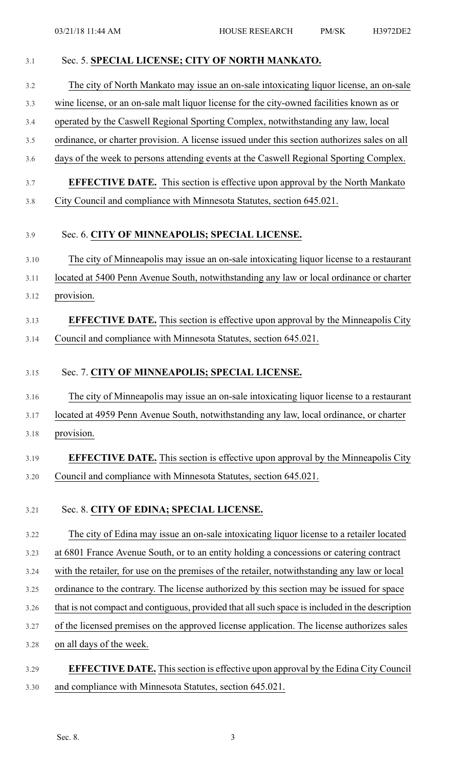Sec. 5. **SPECIAL LICENSE; CITY OF NORTH MANKATO.**

The city of North Mankato may issue an on-sale intoxicating liquor license, an on-sale wine license, or an on-sale malt liquor license for the city-owned facilities known as or operated by the Caswell Regional Sporting Complex, notwithstanding any law, local ordinance, or charter provision. A license issued under this section authorizes sales on all days of the week to persons attending events at the Caswell Regional Sporting Complex.

**EFFECTIVE DATE.** This section is effective upon approval by the North Mankato City Council and compliance with Minnesota Statutes, section 645.021.

Sec. 6. **CITY OF MINNEAPOLIS; SPECIAL LICENSE.**

The city of Minneapolis may issue an on-sale intoxicating liquor license to a restaurant located at 5400 Penn Avenue South, notwithstanding any law or local ordinance or charter provision.

**EFFECTIVE DATE.** This section is effective upon approval by the Minneapolis City Council and compliance with Minnesota Statutes, section 645.021.

Sec. 7. **CITY OF MINNEAPOLIS; SPECIAL LICENSE.**

The city of Minneapolis may issue an on-sale intoxicating liquor license to a restaurant located at 4959 Penn Avenue South, notwithstanding any law, local ordinance, or charter provision.

**EFFECTIVE DATE.** This section is effective upon approval by the Minneapolis City Council and compliance with Minnesota Statutes, section 645.021.

Sec. 8. **CITY OF EDINA; SPECIAL LICENSE.**

The city of Edina may issue an on-sale intoxicating liquor license to a retailer located at 6801 France Avenue South, or to an entity holding a concessions or catering contract with the retailer, for use on the premises of the retailer, notwithstanding any law or local ordinance to the contrary. The license authorized by this section may be issued for space that is not compact and contiguous, provided that all such space is included in the description of the licensed premises on the approved license application. The license authorizes sales on all days of the week.

**EFFECTIVE DATE.** This section is effective upon approval by the Edina City Council and compliance with Minnesota Statutes, section 645.021.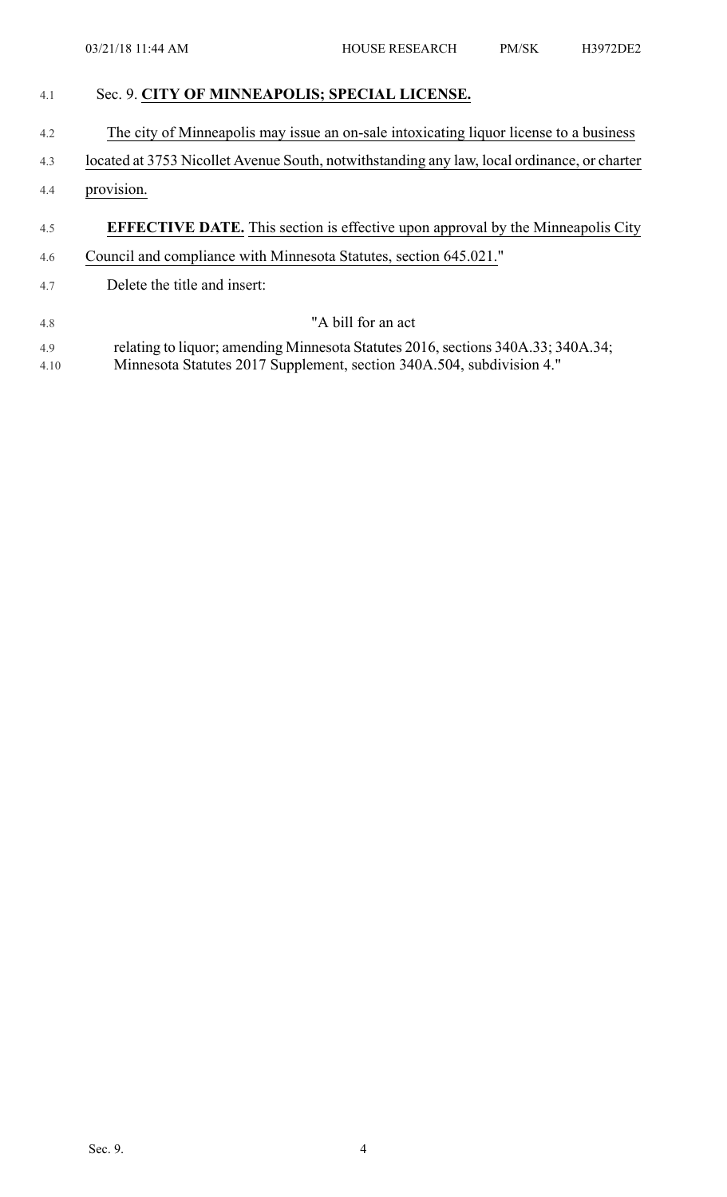Sec. 9. **CITY OF MINNEAPOLIS; SPECIAL LICENSE.**

The city of Minneapolis may issue an on-sale intoxicating liquor license to a business located at 3753 Nicollet Avenue South, notwithstanding any law, local ordinance, or charter provision.

**EFFECTIVE DATE.** This section is effective upon approval by the Minneapolis City Council and compliance with Minnesota Statutes, section 645.021."

Delete the title and insert:

"A bill for an act

relating to liquor; amending Minnesota Statutes 2016, sections 340A.33; 340A.34; Minnesota Statutes 2017 Supplement, section 340A.504, subdivision 4."